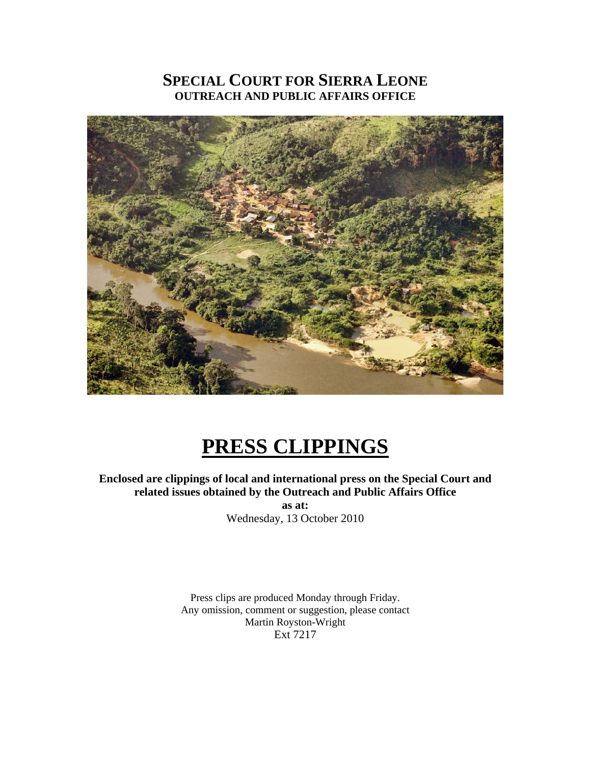# SPECIAL COURT FOR SIERRA LEONE
## OUTREACH AND PUBLIC AFFAIRS OFFICE

# PRESS CLIPPINGS

**Enclosed are clippings of local and international press on the Special Court and related issues obtained by the Outreach and Public Affairs Office**

**as at:**

Wednesday, 13 October 2010

Press clips are produced Monday through Friday.
Any omission, comment or suggestion, please contact
Martin Royston-Wright
Ext 7217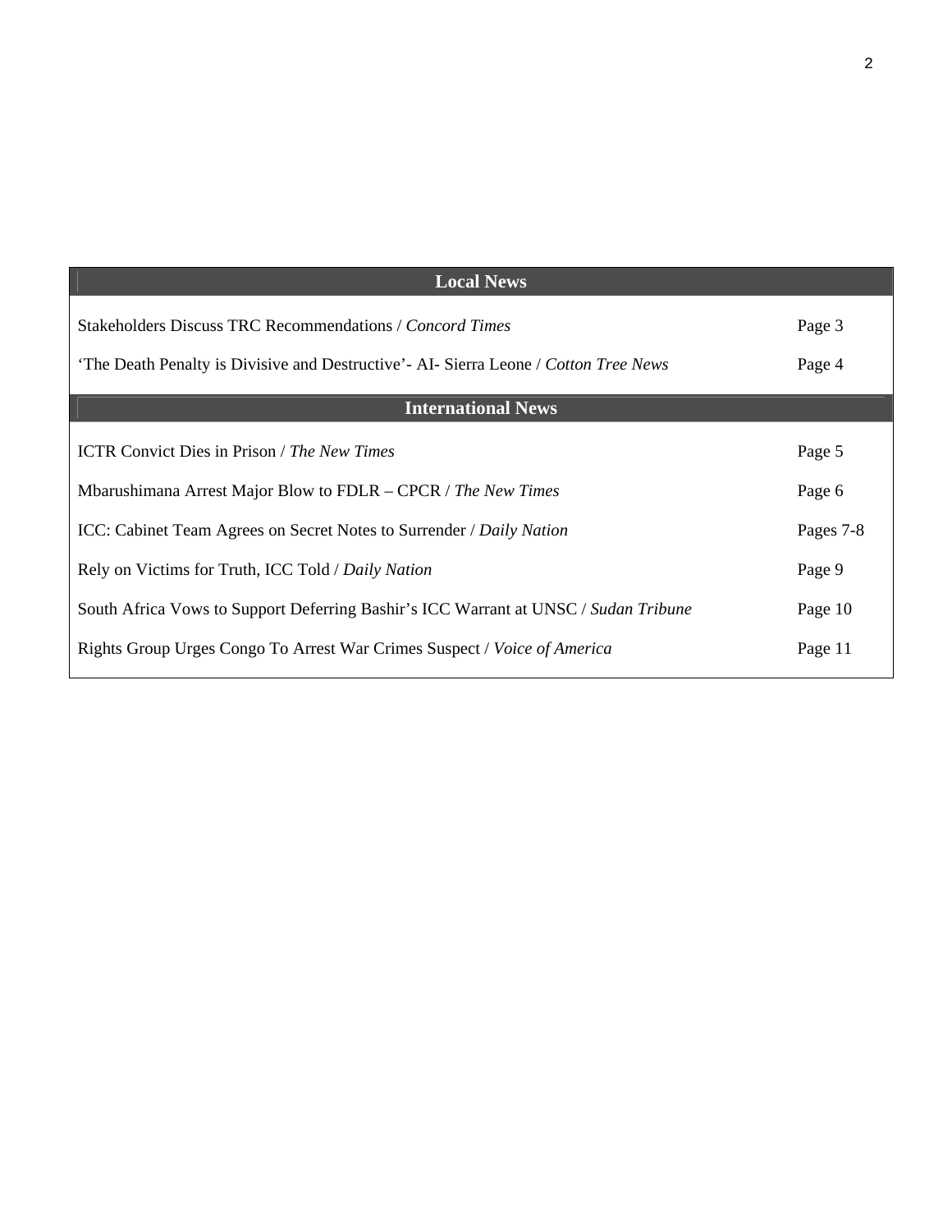| Local News | |
|---|---|
| Stakeholders Discuss TRC Recommendations / *Concord Times* | Page 3 |
| 'The Death Penalty is Divisive and Destructive'- AI- Sierra Leone / *Cotton Tree News* | Page 4 |
| **International News** | |
| ICTR Convict Dies in Prison / *The New Times* | Page 5 |
| Mbarushimana Arrest Major Blow to FDLR – CPCR / *The New Times* | Page 6 |
| ICC: Cabinet Team Agrees on Secret Notes to Surrender / *Daily Nation* | Pages 7-8 |
| Rely on Victims for Truth, ICC Told / *Daily Nation* | Page 9 |
| South Africa Vows to Support Deferring Bashir's ICC Warrant at UNSC / *Sudan Tribune* | Page 10 |
| Rights Group Urges Congo To Arrest War Crimes Suspect / *Voice of America* | Page 11 |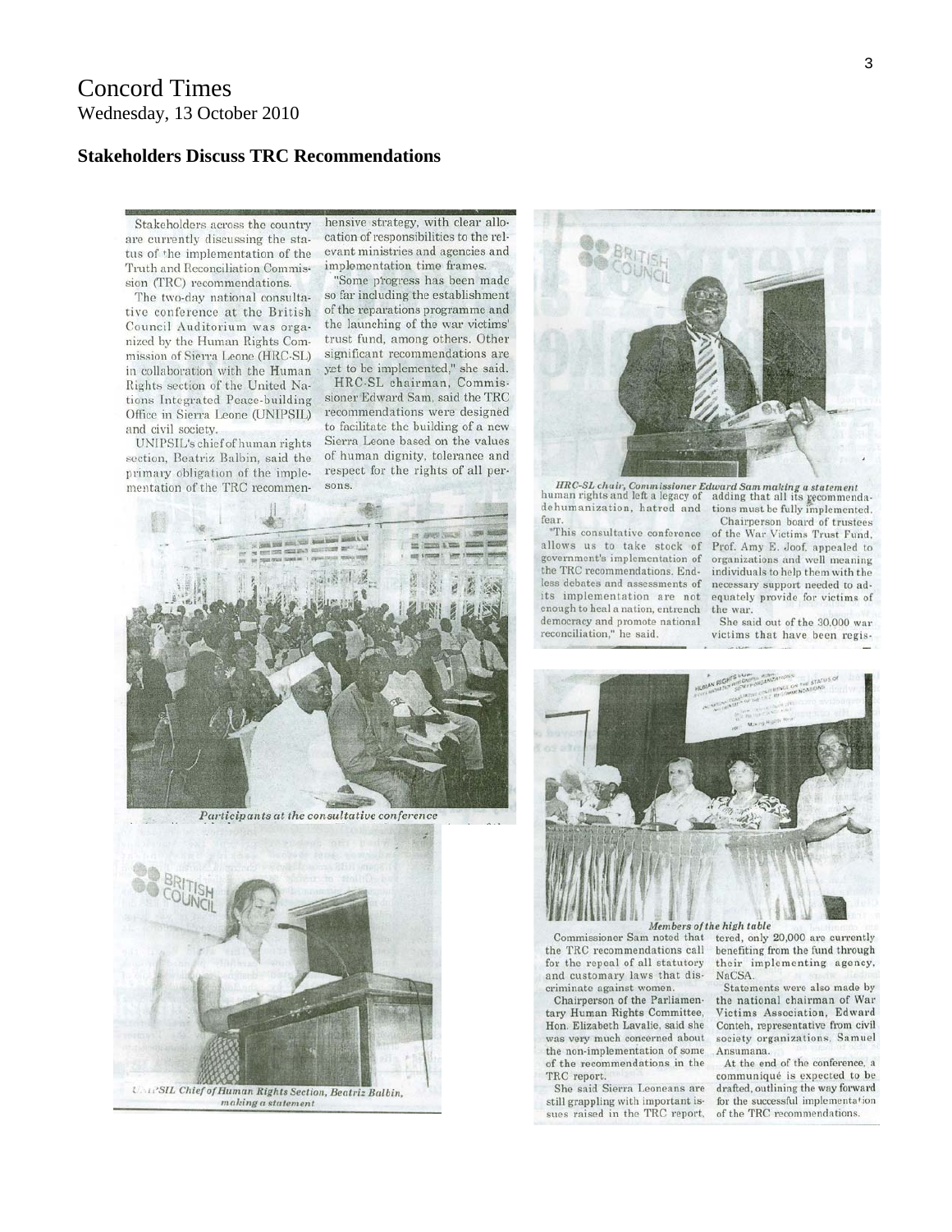# Concord Times

Wednesday, 13 October 2010

## Stakeholders Discuss TRC Recommendations

Stakeholders across the country are currently discussing the status of the implementation of the Truth and Reconciliation Commission (TRC) recommendations.

The two-day national consultative conference at the British Council Auditorium was organized by the Human Rights Commission of Sierra Leone (HRC-SL) in collaboration with the Human Rights section of the United Nations Integrated Peace-building Office in Sierra Leone (UNIPSIL) and civil society.

UNIPSIL's chief of human rights section, Beatriz Balbin, said the primary obligation of the implementation of the TRC recommen-hensive strategy, with clear allocation of responsibilities to the relevant ministries and agencies and implementation time frames.

"Some progress has been made so far including the establishment of the reparations programme and the launching of the war victims' trust fund, among others. Other significant recommendations are yet to be implemented," she said.

HRC-SL chairman, Commissioner Edward Sam, said the TRC recommendations were designed to facilitate the building of a new Sierra Leone based on the values of human dignity, tolerance and respect for the rights of all persons.

*Participants at the consultative conference*

*UNIPSIL Chief of Human Rights Section, Beatriz Balbin, making a statement*

*HRC-SL chair, Commissioner Edward Sam making a statement*

human rights and left a legacy of dehumanization, hatred and fear.

"This consultative conference allows us to take stock of government's implementation of the TRC recommendations. Endless debates and assessments of its implementation are not enough to heal a nation, entrench democracy and promote national reconciliation," he said.

adding that all its recommendations must be fully implemented.

Chairperson board of trustees of the War Victims Trust Fund, Prof. Amy E. Joof, appealed to organizations and well meaning individuals to help them with the necessary support needed to adequately provide for victims of the war.

She said out of the 30,000 war victims that have been regis-

*Members of the high table*

Commissioner Sam noted that the TRC recommendations call for the repeal of all statutory and customary laws that discriminate against women.

Chairperson of the Parliamentary Human Rights Committee, Hon. Elizabeth Lavalie, said she was very much concerned about the non-implementation of some of the recommendations in the TRC report.

She said Sierra Leoneans are still grappling with important issues raised in the TRC report,

tered, only 20,000 are currently benefiting from the fund through their implementing agency, NaCSA.

Statements were also made by the national chairman of War Victims Association, Edward Conteh, representative from civil society organizations, Samuel Ansumana.

At the end of the conference, a communiqué is expected to be drafted, outlining the way forward for the successful implementation of the TRC recommendations.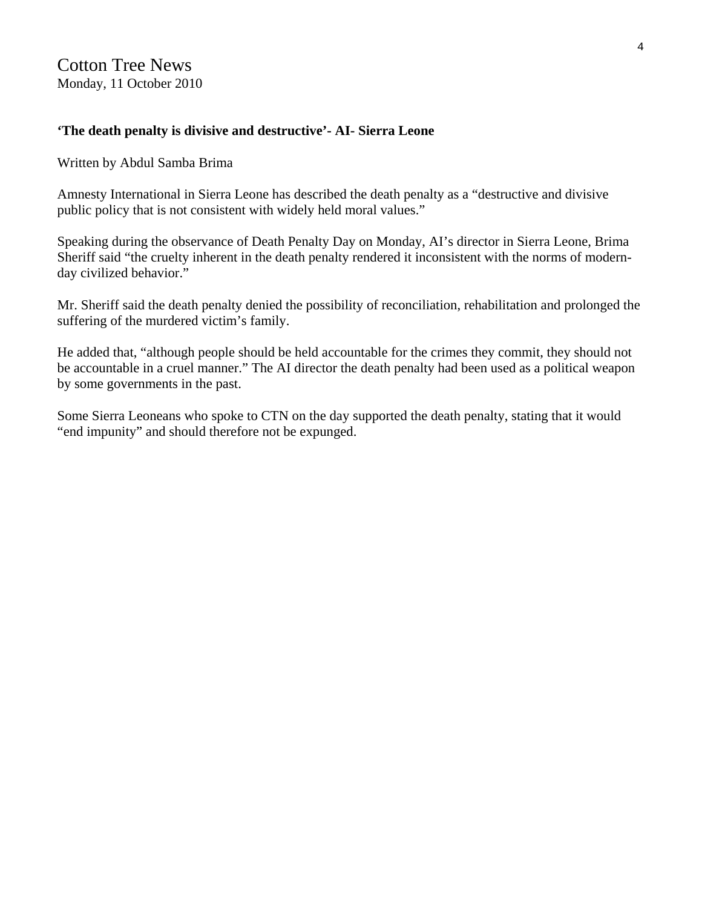Cotton Tree News
Monday, 11 October 2010

**'The death penalty is divisive and destructive'- AI- Sierra Leone**

Written by Abdul Samba Brima

Amnesty International in Sierra Leone has described the death penalty as a "destructive and divisive public policy that is not consistent with widely held moral values."

Speaking during the observance of Death Penalty Day on Monday, AI's director in Sierra Leone, Brima Sheriff said "the cruelty inherent in the death penalty rendered it inconsistent with the norms of modern-day civilized behavior."

Mr. Sheriff said the death penalty denied the possibility of reconciliation, rehabilitation and prolonged the suffering of the murdered victim's family.

He added that, "although people should be held accountable for the crimes they commit, they should not be accountable in a cruel manner." The AI director the death penalty had been used as a political weapon by some governments in the past.

Some Sierra Leoneans who spoke to CTN on the day supported the death penalty, stating that it would "end impunity" and should therefore not be expunged.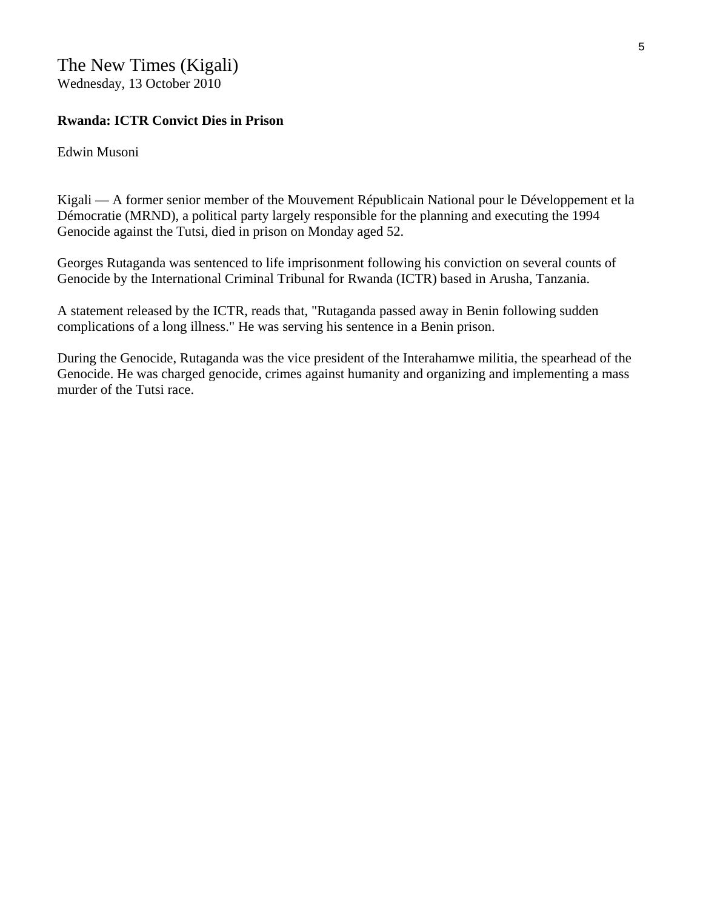The New Times (Kigali)
Wednesday, 13 October 2010

**Rwanda: ICTR Convict Dies in Prison**

Edwin Musoni

Kigali — A former senior member of the Mouvement Républicain National pour le Développement et la Démocratie (MRND), a political party largely responsible for the planning and executing the 1994 Genocide against the Tutsi, died in prison on Monday aged 52.

Georges Rutaganda was sentenced to life imprisonment following his conviction on several counts of Genocide by the International Criminal Tribunal for Rwanda (ICTR) based in Arusha, Tanzania.

A statement released by the ICTR, reads that, "Rutaganda passed away in Benin following sudden complications of a long illness." He was serving his sentence in a Benin prison.

During the Genocide, Rutaganda was the vice president of the Interahamwe militia, the spearhead of the Genocide. He was charged genocide, crimes against humanity and organizing and implementing a mass murder of the Tutsi race.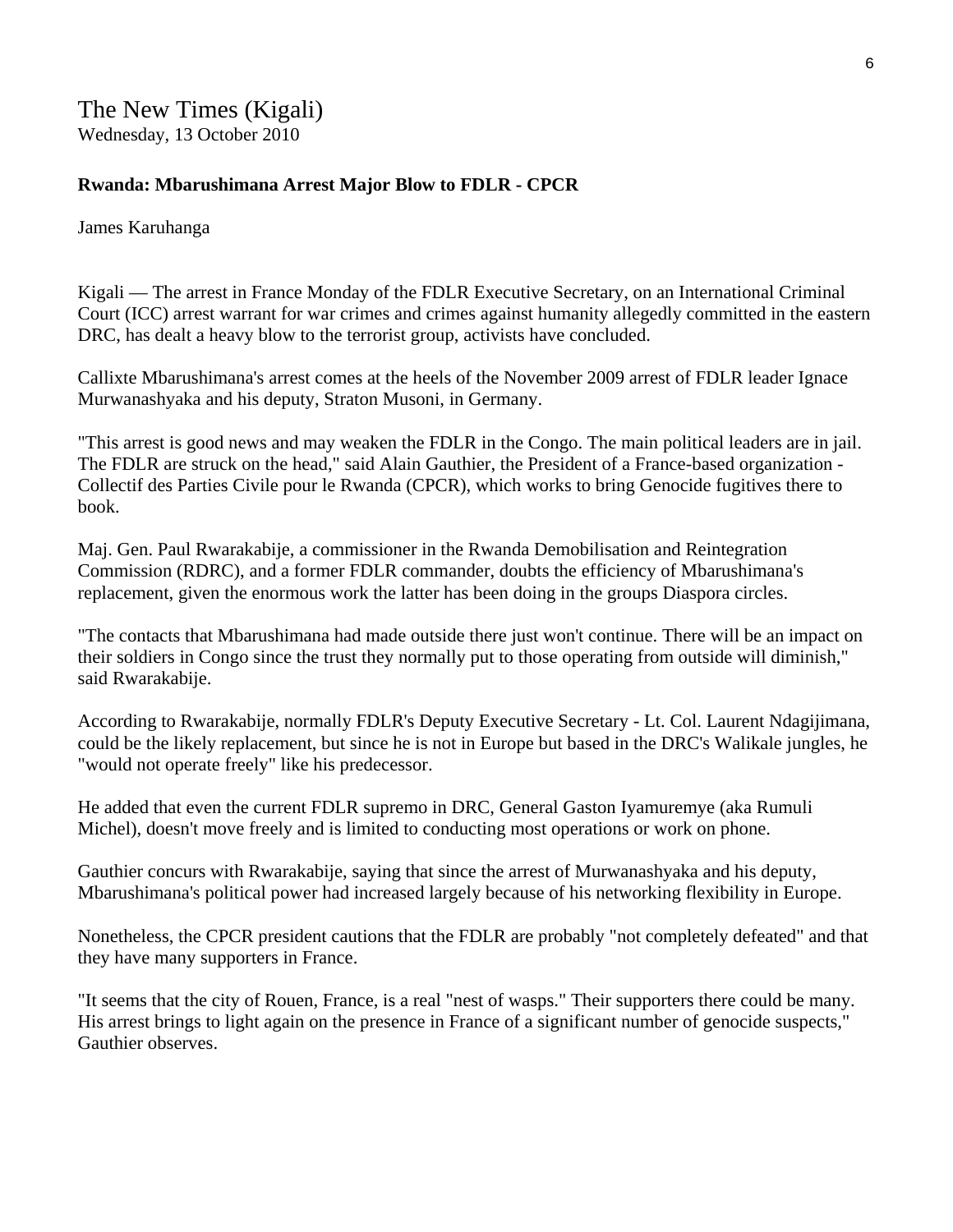The New Times (Kigali)
Wednesday, 13 October 2010

**Rwanda: Mbarushimana Arrest Major Blow to FDLR - CPCR**

James Karuhanga

Kigali — The arrest in France Monday of the FDLR Executive Secretary, on an International Criminal Court (ICC) arrest warrant for war crimes and crimes against humanity allegedly committed in the eastern DRC, has dealt a heavy blow to the terrorist group, activists have concluded.

Callixte Mbarushimana's arrest comes at the heels of the November 2009 arrest of FDLR leader Ignace Murwanashyaka and his deputy, Straton Musoni, in Germany.

"This arrest is good news and may weaken the FDLR in the Congo. The main political leaders are in jail. The FDLR are struck on the head," said Alain Gauthier, the President of a France-based organization - Collectif des Parties Civile pour le Rwanda (CPCR), which works to bring Genocide fugitives there to book.

Maj. Gen. Paul Rwarakabije, a commissioner in the Rwanda Demobilisation and Reintegration Commission (RDRC), and a former FDLR commander, doubts the efficiency of Mbarushimana's replacement, given the enormous work the latter has been doing in the groups Diaspora circles.

"The contacts that Mbarushimana had made outside there just won't continue. There will be an impact on their soldiers in Congo since the trust they normally put to those operating from outside will diminish," said Rwarakabije.

According to Rwarakabije, normally FDLR's Deputy Executive Secretary - Lt. Col. Laurent Ndagijimana, could be the likely replacement, but since he is not in Europe but based in the DRC's Walikale jungles, he "would not operate freely" like his predecessor.

He added that even the current FDLR supremo in DRC, General Gaston Iyamuremye (aka Rumuli Michel), doesn't move freely and is limited to conducting most operations or work on phone.

Gauthier concurs with Rwarakabije, saying that since the arrest of Murwanashyaka and his deputy, Mbarushimana's political power had increased largely because of his networking flexibility in Europe.

Nonetheless, the CPCR president cautions that the FDLR are probably "not completely defeated" and that they have many supporters in France.

"It seems that the city of Rouen, France, is a real "nest of wasps." Their supporters there could be many. His arrest brings to light again on the presence in France of a significant number of genocide suspects," Gauthier observes.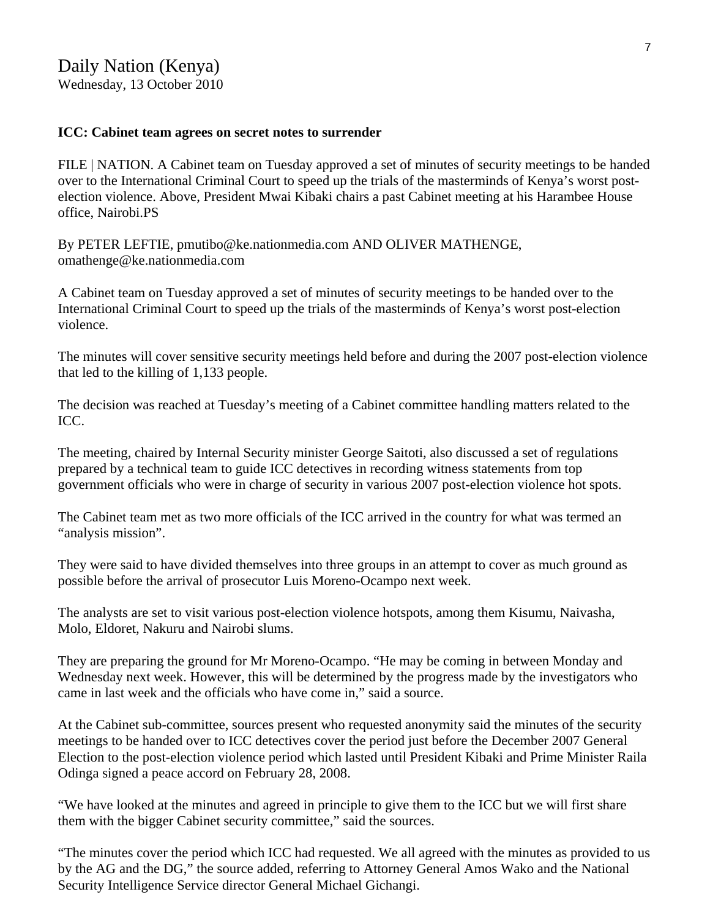Daily Nation (Kenya)
Wednesday, 13 October 2010

**ICC: Cabinet team agrees on secret notes to surrender**

FILE | NATION. A Cabinet team on Tuesday approved a set of minutes of security meetings to be handed over to the International Criminal Court to speed up the trials of the masterminds of Kenya's worst post-election violence. Above, President Mwai Kibaki chairs a past Cabinet meeting at his Harambee House office, Nairobi.PS

By PETER LEFTIE, pmutibo@ke.nationmedia.com AND OLIVER MATHENGE, omathenge@ke.nationmedia.com

A Cabinet team on Tuesday approved a set of minutes of security meetings to be handed over to the International Criminal Court to speed up the trials of the masterminds of Kenya's worst post-election violence.

The minutes will cover sensitive security meetings held before and during the 2007 post-election violence that led to the killing of 1,133 people.

The decision was reached at Tuesday's meeting of a Cabinet committee handling matters related to the ICC.

The meeting, chaired by Internal Security minister George Saitoti, also discussed a set of regulations prepared by a technical team to guide ICC detectives in recording witness statements from top government officials who were in charge of security in various 2007 post-election violence hot spots.

The Cabinet team met as two more officials of the ICC arrived in the country for what was termed an "analysis mission".

They were said to have divided themselves into three groups in an attempt to cover as much ground as possible before the arrival of prosecutor Luis Moreno-Ocampo next week.

The analysts are set to visit various post-election violence hotspots, among them Kisumu, Naivasha, Molo, Eldoret, Nakuru and Nairobi slums.

They are preparing the ground for Mr Moreno-Ocampo. "He may be coming in between Monday and Wednesday next week. However, this will be determined by the progress made by the investigators who came in last week and the officials who have come in," said a source.

At the Cabinet sub-committee, sources present who requested anonymity said the minutes of the security meetings to be handed over to ICC detectives cover the period just before the December 2007 General Election to the post-election violence period which lasted until President Kibaki and Prime Minister Raila Odinga signed a peace accord on February 28, 2008.

"We have looked at the minutes and agreed in principle to give them to the ICC but we will first share them with the bigger Cabinet security committee," said the sources.

"The minutes cover the period which ICC had requested. We all agreed with the minutes as provided to us by the AG and the DG," the source added, referring to Attorney General Amos Wako and the National Security Intelligence Service director General Michael Gichangi.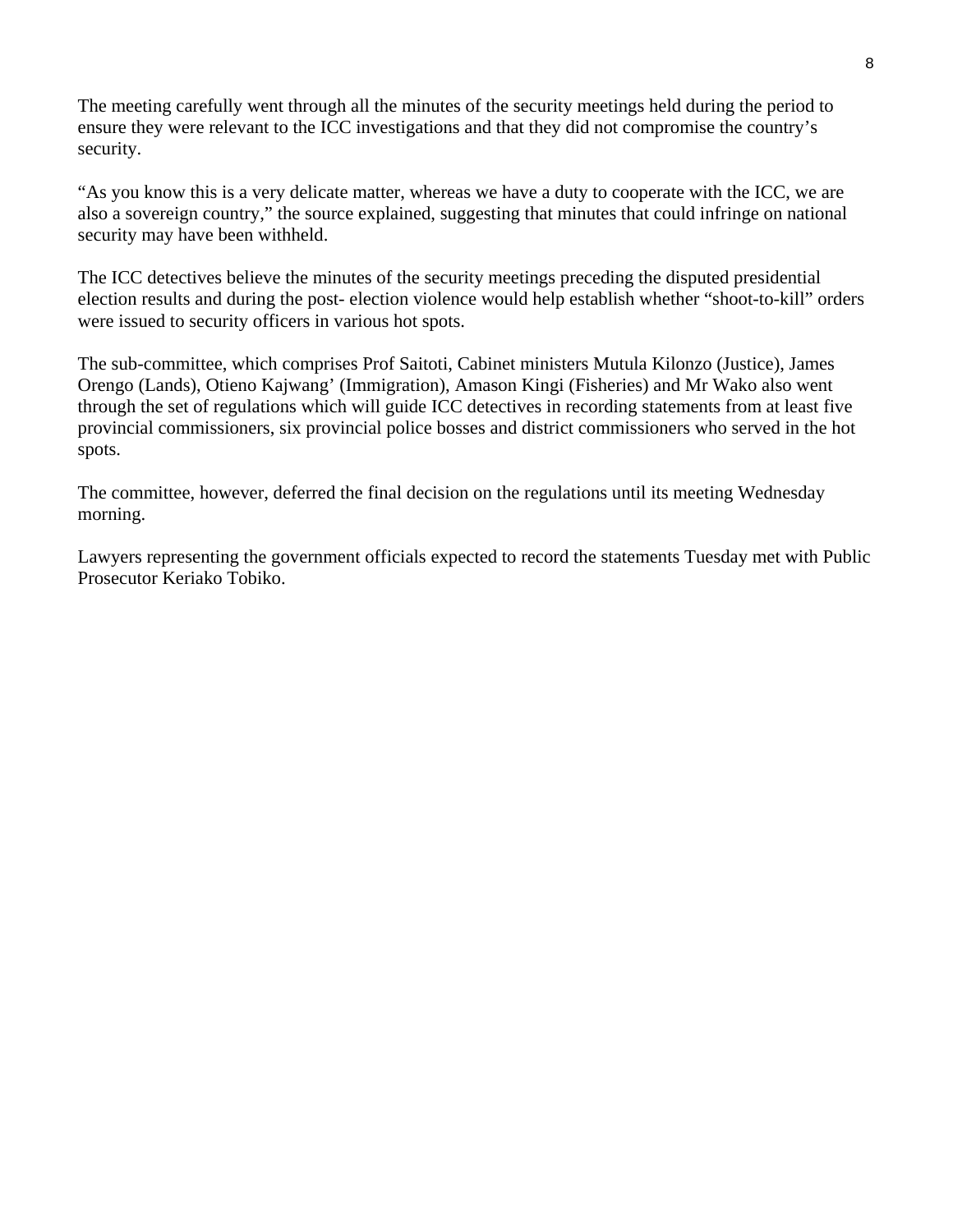The meeting carefully went through all the minutes of the security meetings held during the period to ensure they were relevant to the ICC investigations and that they did not compromise the country's security.

"As you know this is a very delicate matter, whereas we have a duty to cooperate with the ICC, we are also a sovereign country," the source explained, suggesting that minutes that could infringe on national security may have been withheld.

The ICC detectives believe the minutes of the security meetings preceding the disputed presidential election results and during the post- election violence would help establish whether "shoot-to-kill" orders were issued to security officers in various hot spots.

The sub-committee, which comprises Prof Saitoti, Cabinet ministers Mutula Kilonzo (Justice), James Orengo (Lands), Otieno Kajwang' (Immigration), Amason Kingi (Fisheries) and Mr Wako also went through the set of regulations which will guide ICC detectives in recording statements from at least five provincial commissioners, six provincial police bosses and district commissioners who served in the hot spots.

The committee, however, deferred the final decision on the regulations until its meeting Wednesday morning.

Lawyers representing the government officials expected to record the statements Tuesday met with Public Prosecutor Keriako Tobiko.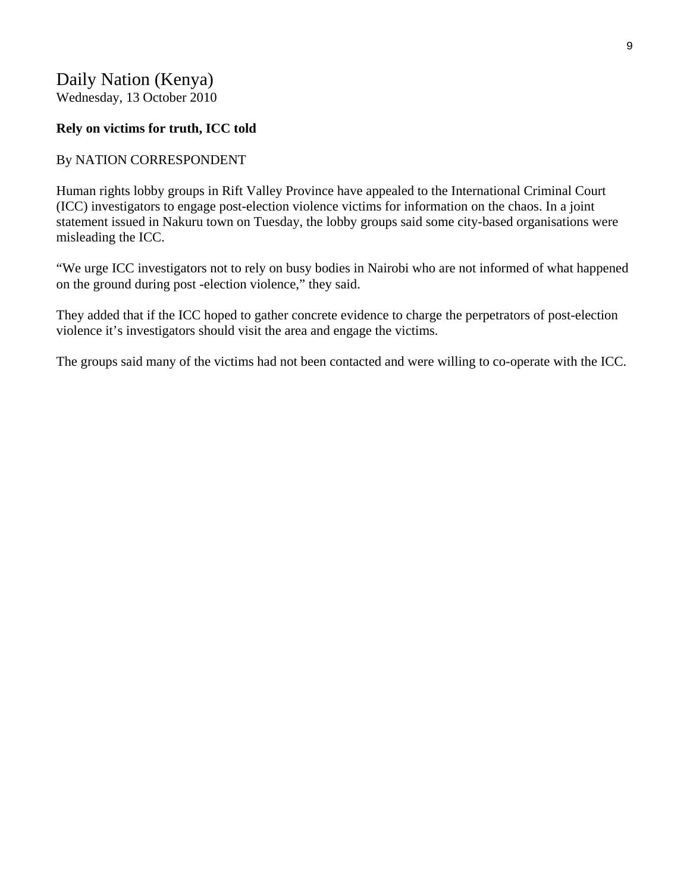Daily Nation (Kenya)
Wednesday, 13 October 2010

**Rely on victims for truth, ICC told**

By NATION CORRESPONDENT

Human rights lobby groups in Rift Valley Province have appealed to the International Criminal Court (ICC) investigators to engage post-election violence victims for information on the chaos. In a joint statement issued in Nakuru town on Tuesday, the lobby groups said some city-based organisations were misleading the ICC.

“We urge ICC investigators not to rely on busy bodies in Nairobi who are not informed of what happened on the ground during post -election violence,” they said.

They added that if the ICC hoped to gather concrete evidence to charge the perpetrators of post-election violence it’s investigators should visit the area and engage the victims.

The groups said many of the victims had not been contacted and were willing to co-operate with the ICC.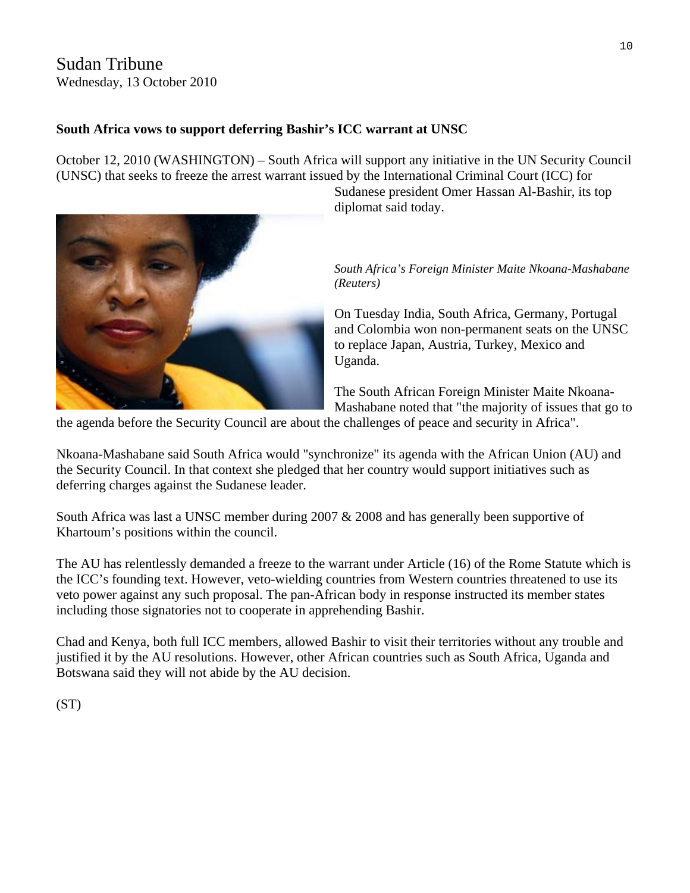Sudan Tribune
Wednesday, 13 October 2010

**South Africa vows to support deferring Bashir's ICC warrant at UNSC**

October 12, 2010 (WASHINGTON) – South Africa will support any initiative in the UN Security Council (UNSC) that seeks to freeze the arrest warrant issued by the International Criminal Court (ICC) for Sudanese president Omer Hassan Al-Bashir, its top diplomat said today.

*South Africa's Foreign Minister Maite Nkoana-Mashabane (Reuters)*

On Tuesday India, South Africa, Germany, Portugal and Colombia won non-permanent seats on the UNSC to replace Japan, Austria, Turkey, Mexico and Uganda.

The South African Foreign Minister Maite Nkoana-Mashabane noted that "the majority of issues that go to the agenda before the Security Council are about the challenges of peace and security in Africa".

Nkoana-Mashabane said South Africa would "synchronize" its agenda with the African Union (AU) and the Security Council. In that context she pledged that her country would support initiatives such as deferring charges against the Sudanese leader.

South Africa was last a UNSC member during 2007 & 2008 and has generally been supportive of Khartoum's positions within the council.

The AU has relentlessly demanded a freeze to the warrant under Article (16) of the Rome Statute which is the ICC's founding text. However, veto-wielding countries from Western countries threatened to use its veto power against any such proposal. The pan-African body in response instructed its member states including those signatories not to cooperate in apprehending Bashir.

Chad and Kenya, both full ICC members, allowed Bashir to visit their territories without any trouble and justified it by the AU resolutions. However, other African countries such as South Africa, Uganda and Botswana said they will not abide by the AU decision.

(ST)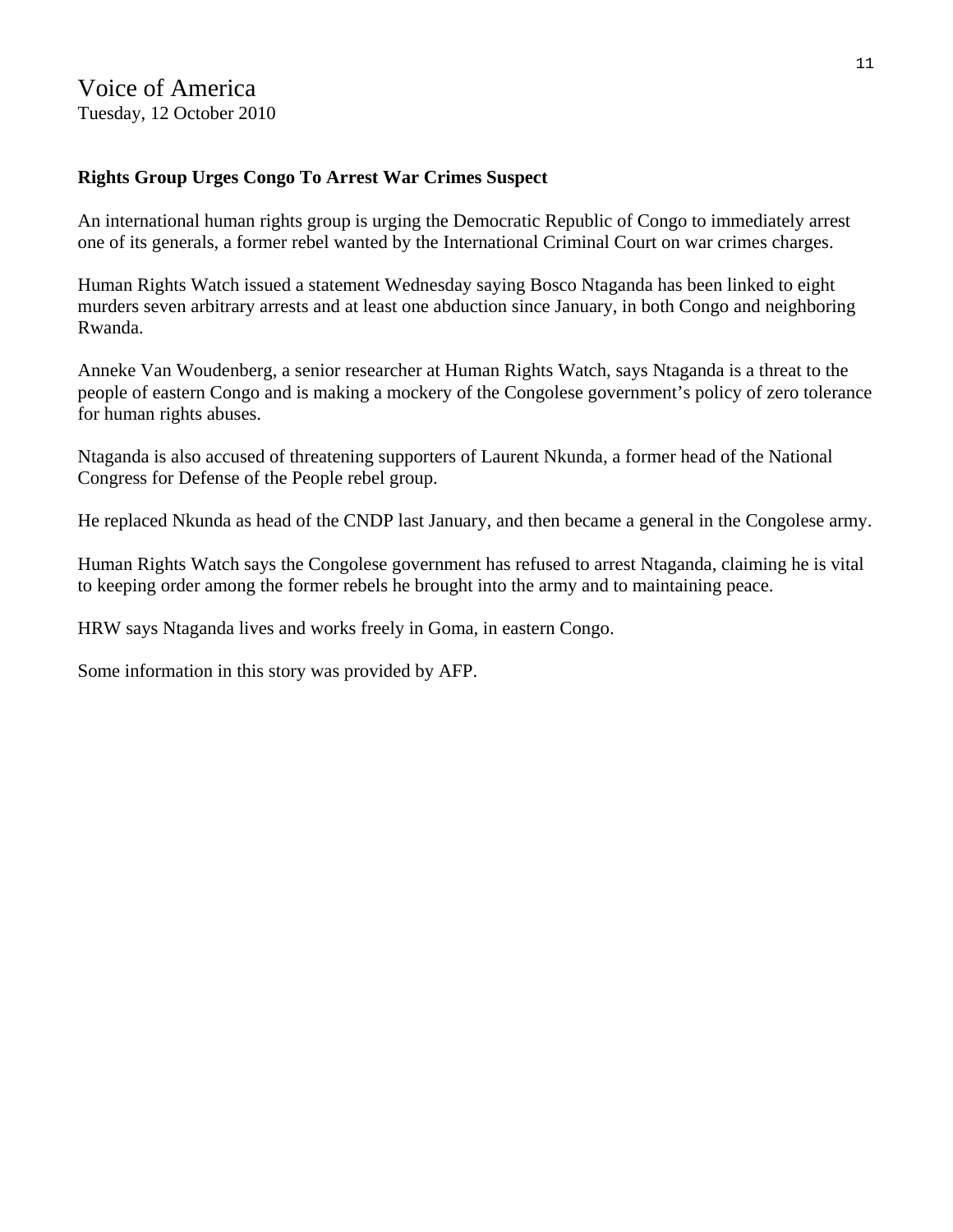Voice of America
Tuesday, 12 October 2010

**Rights Group Urges Congo To Arrest War Crimes Suspect**

An international human rights group is urging the Democratic Republic of Congo to immediately arrest one of its generals, a former rebel wanted by the International Criminal Court on war crimes charges.

Human Rights Watch issued a statement Wednesday saying Bosco Ntaganda has been linked to eight murders seven arbitrary arrests and at least one abduction since January, in both Congo and neighboring Rwanda.

Anneke Van Woudenberg, a senior researcher at Human Rights Watch, says Ntaganda is a threat to the people of eastern Congo and is making a mockery of the Congolese government's policy of zero tolerance for human rights abuses.

Ntaganda is also accused of threatening supporters of Laurent Nkunda, a former head of the National Congress for Defense of the People rebel group.

He replaced Nkunda as head of the CNDP last January, and then became a general in the Congolese army.

Human Rights Watch says the Congolese government has refused to arrest Ntaganda, claiming he is vital to keeping order among the former rebels he brought into the army and to maintaining peace.

HRW says Ntaganda lives and works freely in Goma, in eastern Congo.

Some information in this story was provided by AFP.